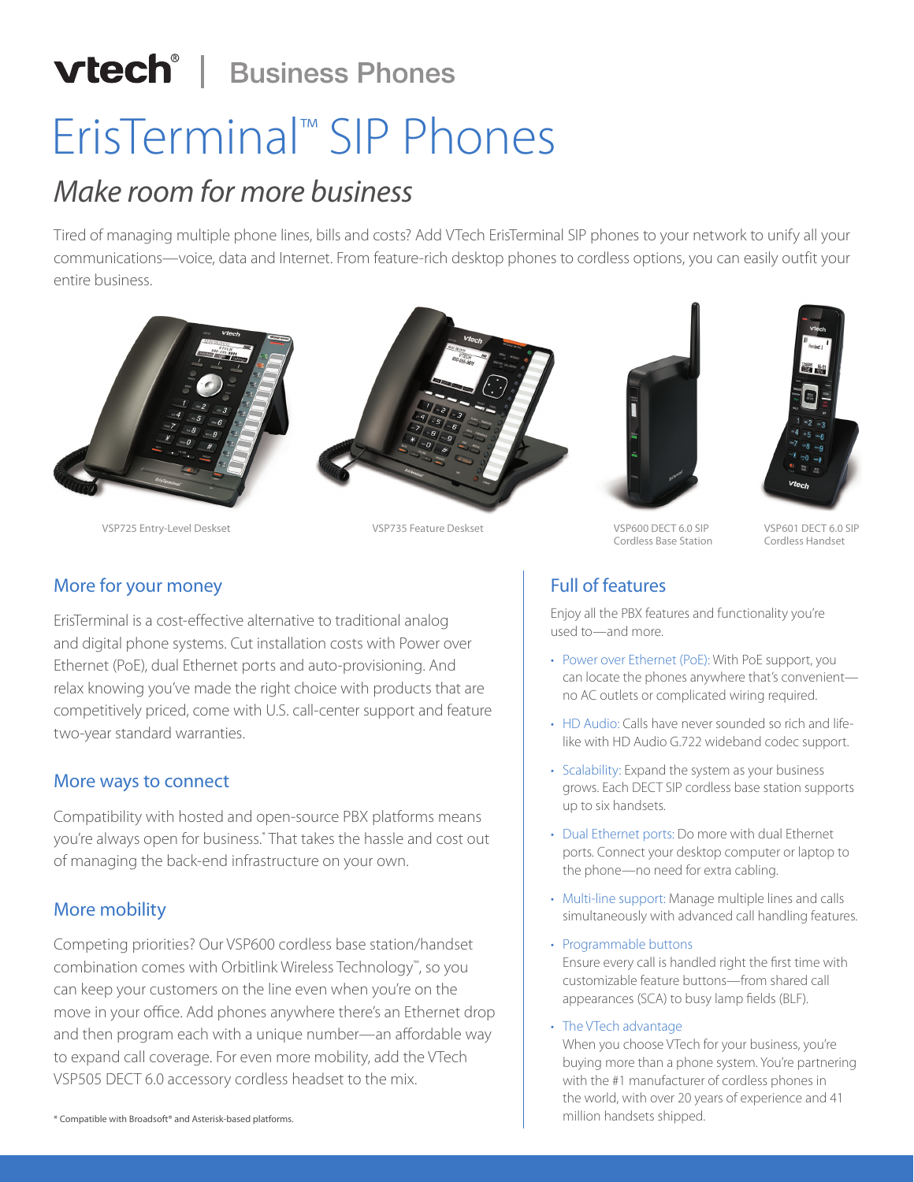vtech® | Business Phones

# Eris Terminal™ SIP Phones

## *Make room for more business*

Tired of managing multiple phone lines, bills and costs? Add VTech ErisTerminal SIP phones to your network to unify all your communications—voice, data and Internet. From feature-rich desktop phones to cordless options, you can easily outfit your entire business.

VSP725 Entry-Level Deskset

VSP735 Feature Deskset

VSP600 DECT 6.0 SIP Cordless Base Station

VSP601 DECT 6.0 SIP Cordless Handset

### More for your money

ErisTerminal is a cost-effective alternative to traditional analog and digital phone systems. Cut installation costs with Power over Ethernet (PoE), dual Ethernet ports and auto-provisioning. And relax knowing you've made the right choice with products that are competitively priced, come with U.S. call-center support and feature two-year standard warranties.

### More ways to connect

Compatibility with hosted and open-source PBX platforms means you're always open for business.* That takes the hassle and cost out of managing the back-end infrastructure on your own.

### More mobility

Competing priorities? Our VSP600 cordless base station/handset combination comes with Orbitlink Wireless Technology™, so you can keep your customers on the line even when you're on the move in your office. Add phones anywhere there's an Ethernet drop and then program each with a unique number—an affordable way to expand call coverage. For even more mobility, add the VTech VSP505 DECT 6.0 accessory cordless headset to the mix.

\* Compatible with Broadsoft® and Asterisk-based platforms.

### Full of features

Enjoy all the PBX features and functionality you're used to—and more.

- Power over Ethernet (PoE): With PoE support, you can locate the phones anywhere that's convenient—no AC outlets or complicated wiring required.
- HD Audio: Calls have never sounded so rich and life-like with HD Audio G.722 wideband codec support.
- Scalability: Expand the system as your business grows. Each DECT SIP cordless base station supports up to six handsets.
- Dual Ethernet ports: Do more with dual Ethernet ports. Connect your desktop computer or laptop to the phone—no need for extra cabling.
- Multi-line support: Manage multiple lines and calls simultaneously with advanced call handling features.
- Programmable buttons
  Ensure every call is handled right the first time with customizable feature buttons—from shared call appearances (SCA) to busy lamp fields (BLF).
- The VTech advantage
  When you choose VTech for your business, you're buying more than a phone system. You're partnering with the #1 manufacturer of cordless phones in the world, with over 20 years of experience and 41 million handsets shipped.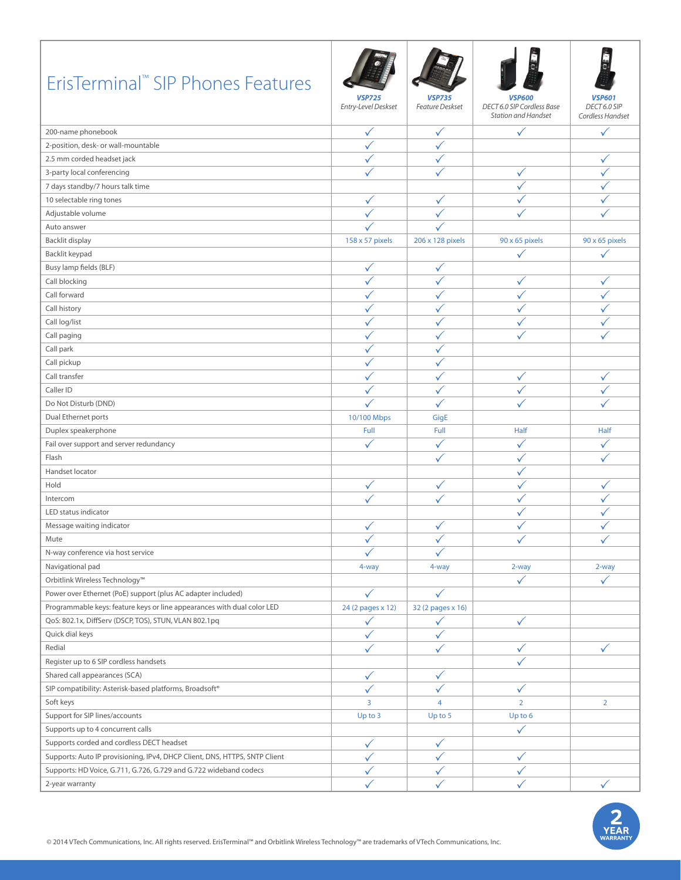# ErisTerminal™ SIP Phones Features

| | **VSP725** *Entry-Level Deskset* | **VSP735** *Feature Deskset* | **VSP600** *DECT 6.0 SIP Cordless Base Station and Handset* | **VSP601** *DECT 6.0 SIP Cordless Handset* |
|---|---|---|---|---|
| 200-name phonebook | ✓ | ✓ | ✓ | ✓ |
| 2-position, desk- or wall-mountable | ✓ | ✓ | | |
| 2.5 mm corded headset jack | ✓ | ✓ | | ✓ |
| 3-party local conferencing | ✓ | ✓ | ✓ | ✓ |
| 7 days standby/7 hours talk time | | | ✓ | ✓ |
| 10 selectable ring tones | ✓ | ✓ | ✓ | ✓ |
| Adjustable volume | ✓ | ✓ | ✓ | ✓ |
| Auto answer | ✓ | ✓ | | |
| Backlit display | 158 x 57 pixels | 206 x 128 pixels | 90 x 65 pixels | 90 x 65 pixels |
| Backlit keypad | | | ✓ | ✓ |
| Busy lamp fields (BLF) | ✓ | ✓ | | |
| Call blocking | ✓ | ✓ | ✓ | ✓ |
| Call forward | ✓ | ✓ | ✓ | ✓ |
| Call history | ✓ | ✓ | ✓ | ✓ |
| Call log/list | ✓ | ✓ | ✓ | ✓ |
| Call paging | ✓ | ✓ | ✓ | ✓ |
| Call park | ✓ | ✓ | | |
| Call pickup | ✓ | ✓ | | |
| Call transfer | ✓ | ✓ | ✓ | ✓ |
| Caller ID | ✓ | ✓ | ✓ | ✓ |
| Do Not Disturb (DND) | ✓ | ✓ | ✓ | ✓ |
| Dual Ethernet ports | 10/100 Mbps | GigE | | |
| Duplex speakerphone | Full | Full | Half | Half |
| Fail over support and server redundancy | ✓ | ✓ | ✓ | ✓ |
| Flash | | ✓ | ✓ | ✓ |
| Handset locator | | | ✓ | |
| Hold | ✓ | ✓ | ✓ | ✓ |
| Intercom | ✓ | ✓ | ✓ | ✓ |
| LED status indicator | | | ✓ | ✓ |
| Message waiting indicator | ✓ | ✓ | ✓ | ✓ |
| Mute | ✓ | ✓ | ✓ | ✓ |
| N-way conference via host service | ✓ | ✓ | | |
| Navigational pad | 4-way | 4-way | 2-way | 2-way |
| Orbitlink Wireless Technology™ | | | ✓ | ✓ |
| Power over Ethernet (PoE) support (plus AC adapter included) | ✓ | ✓ | | |
| Programmable keys: feature keys or line appearances with dual color LED | 24 (2 pages x 12) | 32 (2 pages x 16) | | |
| QoS: 802.1x, DiffServ (DSCP, TOS), STUN, VLAN 802.1pq | ✓ | ✓ | ✓ | |
| Quick dial keys | ✓ | ✓ | | |
| Redial | ✓ | ✓ | ✓ | ✓ |
| Register up to 6 SIP cordless handsets | | | ✓ | |
| Shared call appearances (SCA) | ✓ | ✓ | | |
| SIP compatibility: Asterisk-based platforms, Broadsoft® | ✓ | ✓ | ✓ | |
| Soft keys | 3 | 4 | 2 | 2 |
| Support for SIP lines/accounts | Up to 3 | Up to 5 | Up to 6 | |
| Supports up to 4 concurrent calls | | | ✓ | |
| Supports corded and cordless DECT headset | ✓ | ✓ | | |
| Supports: Auto IP provisioning, IPv4, DHCP Client, DNS, HTTPS, SNTP Client | ✓ | ✓ | ✓ | |
| Supports: HD Voice, G.711, G.726, G.729 and G.722 wideband codecs | ✓ | ✓ | ✓ | |
| 2-year warranty | ✓ | ✓ | ✓ | ✓ |

© 2014 VTech Communications, Inc. All rights reserved. ErisTerminal™ and Orbitlink Wireless Technology™ are trademarks of VTech Communications, Inc.

2 YEAR WARRANTY